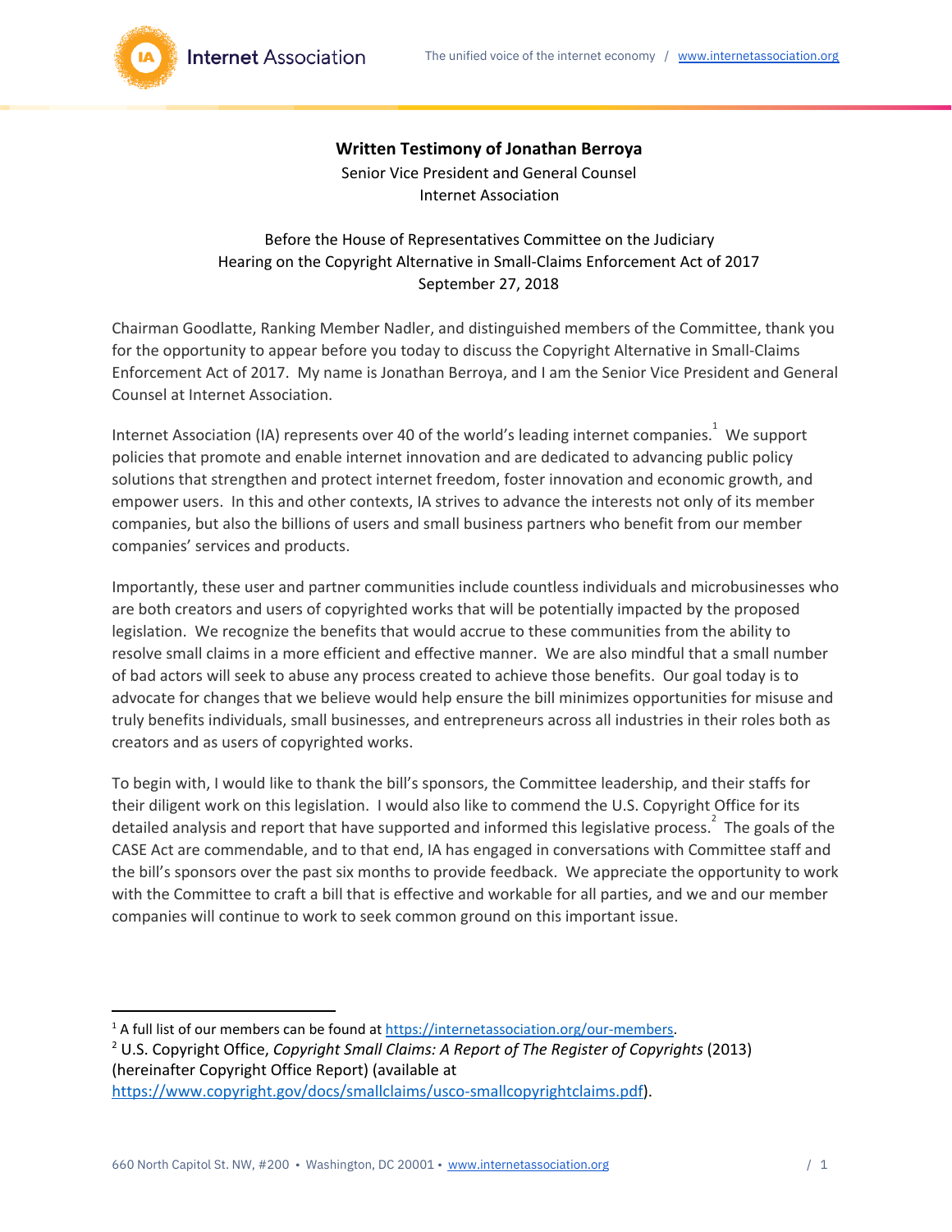**Written Testimony of Jonathan Berroya**

Senior Vice President and General Counsel
Internet Association

Before the House of Representatives Committee on the Judiciary
Hearing on the Copyright Alternative in Small-Claims Enforcement Act of 2017
September 27, 2018

Chairman Goodlatte, Ranking Member Nadler, and distinguished members of the Committee, thank you for the opportunity to appear before you today to discuss the Copyright Alternative in Small-Claims Enforcement Act of 2017. My name is Jonathan Berroya, and I am the Senior Vice President and General Counsel at Internet Association.

Internet Association (IA) represents over 40 of the world's leading internet companies.[1] We support policies that promote and enable internet innovation and are dedicated to advancing public policy solutions that strengthen and protect internet freedom, foster innovation and economic growth, and empower users. In this and other contexts, IA strives to advance the interests not only of its member companies, but also the billions of users and small business partners who benefit from our member companies' services and products.

Importantly, these user and partner communities include countless individuals and microbusinesses who are both creators and users of copyrighted works that will be potentially impacted by the proposed legislation. We recognize the benefits that would accrue to these communities from the ability to resolve small claims in a more efficient and effective manner. We are also mindful that a small number of bad actors will seek to abuse any process created to achieve those benefits. Our goal today is to advocate for changes that we believe would help ensure the bill minimizes opportunities for misuse and truly benefits individuals, small businesses, and entrepreneurs across all industries in their roles both as creators and as users of copyrighted works.

To begin with, I would like to thank the bill's sponsors, the Committee leadership, and their staffs for their diligent work on this legislation. I would also like to commend the U.S. Copyright Office for its detailed analysis and report that have supported and informed this legislative process.[2] The goals of the CASE Act are commendable, and to that end, IA has engaged in conversations with Committee staff and the bill's sponsors over the past six months to provide feedback. We appreciate the opportunity to work with the Committee to craft a bill that is effective and workable for all parties, and we and our member companies will continue to work to seek common ground on this important issue.

---

[1] A full list of our members can be found at https://internetassociation.org/our-members.

[2] U.S. Copyright Office, *Copyright Small Claims: A Report of The Register of Copyrights* (2013) (hereinafter Copyright Office Report) (available at https://www.copyright.gov/docs/smallclaims/usco-smallcopyrightclaims.pdf).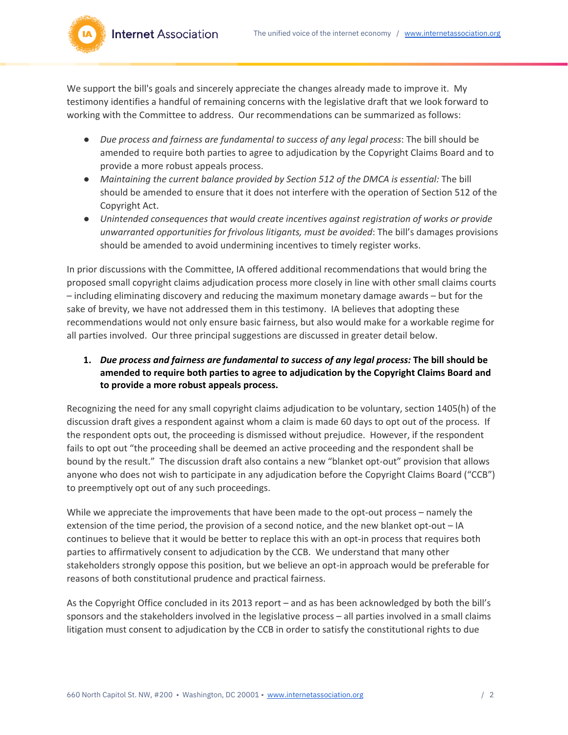We support the bill's goals and sincerely appreciate the changes already made to improve it. My testimony identifies a handful of remaining concerns with the legislative draft that we look forward to working with the Committee to address. Our recommendations can be summarized as follows:

- *Due process and fairness are fundamental to success of any legal process*: The bill should be amended to require both parties to agree to adjudication by the Copyright Claims Board and to provide a more robust appeals process.
- *Maintaining the current balance provided by Section 512 of the DMCA is essential:* The bill should be amended to ensure that it does not interfere with the operation of Section 512 of the Copyright Act.
- *Unintended consequences that would create incentives against registration of works or provide unwarranted opportunities for frivolous litigants, must be avoided*: The bill's damages provisions should be amended to avoid undermining incentives to timely register works.

In prior discussions with the Committee, IA offered additional recommendations that would bring the proposed small copyright claims adjudication process more closely in line with other small claims courts – including eliminating discovery and reducing the maximum monetary damage awards – but for the sake of brevity, we have not addressed them in this testimony. IA believes that adopting these recommendations would not only ensure basic fairness, but also would make for a workable regime for all parties involved. Our three principal suggestions are discussed in greater detail below.

1. ***Due process and fairness are fundamental to success of any legal process:* The bill should be amended to require both parties to agree to adjudication by the Copyright Claims Board and to provide a more robust appeals process.**

Recognizing the need for any small copyright claims adjudication to be voluntary, section 1405(h) of the discussion draft gives a respondent against whom a claim is made 60 days to opt out of the process. If the respondent opts out, the proceeding is dismissed without prejudice. However, if the respondent fails to opt out "the proceeding shall be deemed an active proceeding and the respondent shall be bound by the result." The discussion draft also contains a new "blanket opt-out" provision that allows anyone who does not wish to participate in any adjudication before the Copyright Claims Board ("CCB") to preemptively opt out of any such proceedings.

While we appreciate the improvements that have been made to the opt-out process – namely the extension of the time period, the provision of a second notice, and the new blanket opt-out – IA continues to believe that it would be better to replace this with an opt-in process that requires both parties to affirmatively consent to adjudication by the CCB. We understand that many other stakeholders strongly oppose this position, but we believe an opt-in approach would be preferable for reasons of both constitutional prudence and practical fairness.

As the Copyright Office concluded in its 2013 report – and as has been acknowledged by both the bill's sponsors and the stakeholders involved in the legislative process – all parties involved in a small claims litigation must consent to adjudication by the CCB in order to satisfy the constitutional rights to due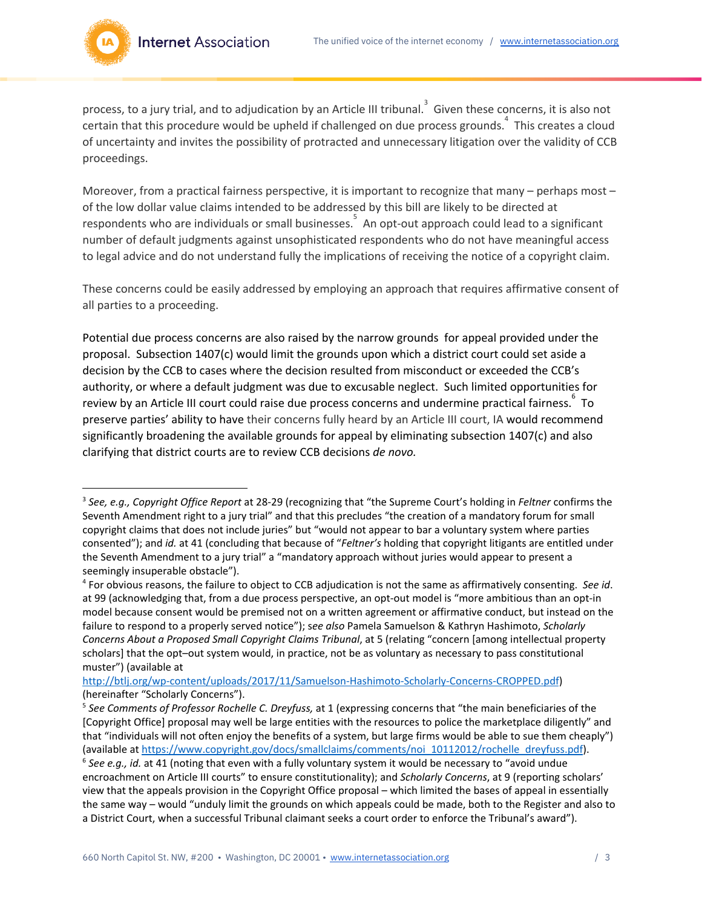process, to a jury trial, and to adjudication by an Article III tribunal.[3] Given these concerns, it is also not certain that this procedure would be upheld if challenged on due process grounds.[4] This creates a cloud of uncertainty and invites the possibility of protracted and unnecessary litigation over the validity of CCB proceedings.

Moreover, from a practical fairness perspective, it is important to recognize that many – perhaps most – of the low dollar value claims intended to be addressed by this bill are likely to be directed at respondents who are individuals or small businesses.[5] An opt-out approach could lead to a significant number of default judgments against unsophisticated respondents who do not have meaningful access to legal advice and do not understand fully the implications of receiving the notice of a copyright claim.

These concerns could be easily addressed by employing an approach that requires affirmative consent of all parties to a proceeding.

Potential due process concerns are also raised by the narrow grounds for appeal provided under the proposal. Subsection 1407(c) would limit the grounds upon which a district court could set aside a decision by the CCB to cases where the decision resulted from misconduct or exceeded the CCB's authority, or where a default judgment was due to excusable neglect. Such limited opportunities for review by an Article III court could raise due process concerns and undermine practical fairness.[6] To preserve parties' ability to have their concerns fully heard by an Article III court, IA would recommend significantly broadening the available grounds for appeal by eliminating subsection 1407(c) and also clarifying that district courts are to review CCB decisions *de novo.*

---

[3] *See, e.g., Copyright Office Report* at 28-29 (recognizing that "the Supreme Court's holding in *Feltner* confirms the Seventh Amendment right to a jury trial" and that this precludes "the creation of a mandatory forum for small copyright claims that does not include juries" but "would not appear to bar a voluntary system where parties consented"); and *id.* at 41 (concluding that because of "*Feltner's* holding that copyright litigants are entitled under the Seventh Amendment to a jury trial" a "mandatory approach without juries would appear to present a seemingly insuperable obstacle").

[4] For obvious reasons, the failure to object to CCB adjudication is not the same as affirmatively consenting. *See id*. at 99 (acknowledging that, from a due process perspective, an opt-out model is "more ambitious than an opt-in model because consent would be premised not on a written agreement or affirmative conduct, but instead on the failure to respond to a properly served notice"); *see also* Pamela Samuelson & Kathryn Hashimoto, *Scholarly Concerns About a Proposed Small Copyright Claims Tribunal*, at 5 (relating "concern [among intellectual property scholars] that the opt–out system would, in practice, not be as voluntary as necessary to pass constitutional muster") (available at http://btlj.org/wp-content/uploads/2017/11/Samuelson-Hashimoto-Scholarly-Concerns-CROPPED.pdf) (hereinafter "Scholarly Concerns").

[5] *See Comments of Professor Rochelle C. Dreyfuss,* at 1 (expressing concerns that "the main beneficiaries of the [Copyright Office] proposal may well be large entities with the resources to police the marketplace diligently" and that "individuals will not often enjoy the benefits of a system, but large firms would be able to sue them cheaply") (available at https://www.copyright.gov/docs/smallclaims/comments/noi_10112012/rochelle_dreyfuss.pdf).

[6] *See e.g., id.* at 41 (noting that even with a fully voluntary system it would be necessary to "avoid undue encroachment on Article III courts" to ensure constitutionality); and *Scholarly Concerns*, at 9 (reporting scholars' view that the appeals provision in the Copyright Office proposal – which limited the bases of appeal in essentially the same way – would "unduly limit the grounds on which appeals could be made, both to the Register and also to a District Court, when a successful Tribunal claimant seeks a court order to enforce the Tribunal's award").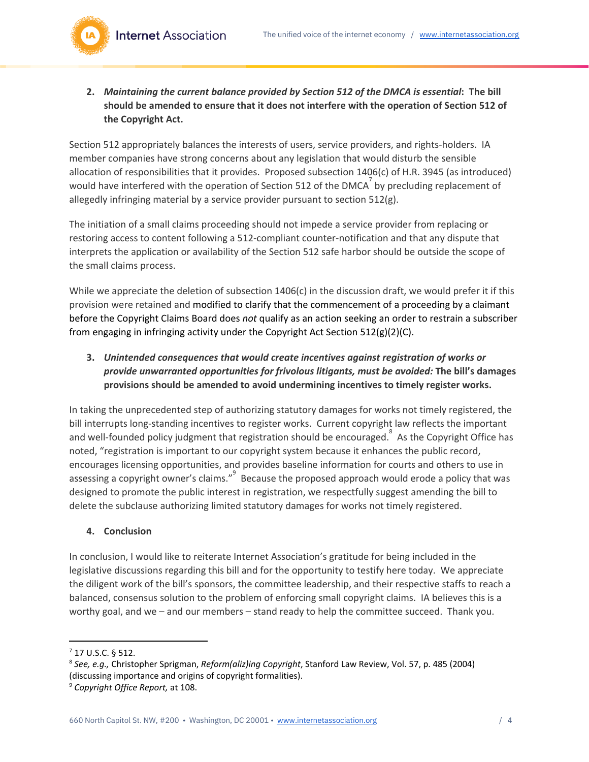2. ***Maintaining the current balance provided by Section 512 of the DMCA is essential*: The bill should be amended to ensure that it does not interfere with the operation of Section 512 of the Copyright Act.**

Section 512 appropriately balances the interests of users, service providers, and rights-holders. IA member companies have strong concerns about any legislation that would disturb the sensible allocation of responsibilities that it provides. Proposed subsection 1406(c) of H.R. 3945 (as introduced) would have interfered with the operation of Section 512 of the DMCA[7] by precluding replacement of allegedly infringing material by a service provider pursuant to section 512(g).

The initiation of a small claims proceeding should not impede a service provider from replacing or restoring access to content following a 512-compliant counter-notification and that any dispute that interprets the application or availability of the Section 512 safe harbor should be outside the scope of the small claims process.

While we appreciate the deletion of subsection 1406(c) in the discussion draft, we would prefer it if this provision were retained and modified to clarify that the commencement of a proceeding by a claimant before the Copyright Claims Board does *not* qualify as an action seeking an order to restrain a subscriber from engaging in infringing activity under the Copyright Act Section 512(g)(2)(C).

3. ***Unintended consequences that would create incentives against registration of works or provide unwarranted opportunities for frivolous litigants, must be avoided:* The bill's damages provisions should be amended to avoid undermining incentives to timely register works.**

In taking the unprecedented step of authorizing statutory damages for works not timely registered, the bill interrupts long-standing incentives to register works. Current copyright law reflects the important and well-founded policy judgment that registration should be encouraged.[8] As the Copyright Office has noted, "registration is important to our copyright system because it enhances the public record, encourages licensing opportunities, and provides baseline information for courts and others to use in assessing a copyright owner's claims."[9] Because the proposed approach would erode a policy that was designed to promote the public interest in registration, we respectfully suggest amending the bill to delete the subclause authorizing limited statutory damages for works not timely registered.

4. **Conclusion**

In conclusion, I would like to reiterate Internet Association's gratitude for being included in the legislative discussions regarding this bill and for the opportunity to testify here today. We appreciate the diligent work of the bill's sponsors, the committee leadership, and their respective staffs to reach a balanced, consensus solution to the problem of enforcing small copyright claims. IA believes this is a worthy goal, and we – and our members – stand ready to help the committee succeed. Thank you.

---

[7] 17 U.S.C. § 512.

[8] *See, e.g.,* Christopher Sprigman, *Reform(aliz)ing Copyright*, Stanford Law Review, Vol. 57, p. 485 (2004) (discussing importance and origins of copyright formalities).

[9] *Copyright Office Report,* at 108.